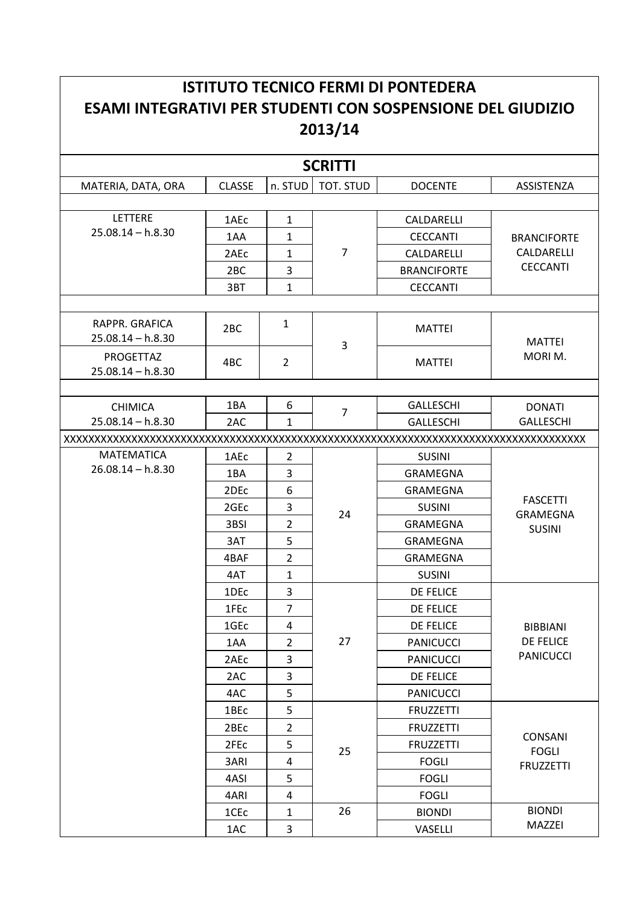# ISTITUTO TECNICO FERMI DI PONTEDERA
# ESAMI INTEGRATIVI PER STUDENTI CON SOSPENSIONE DEL GIUDIZIO 2013/14

## SCRITTI

| MATERIA, DATA, ORA | CLASSE | n. STUD | TOT. STUD | DOCENTE | ASSISTENZA |
|---|---|---|---|---|---|
| LETTERE 25.08.14 – h.8.30 | 1AEc | 1 | 7 | CALDARELLI | BRANCIFORTE CALDARELLI CECCANTI |
| | 1AA | 1 | | CECCANTI | |
| | 2AEc | 1 | | CALDARELLI | |
| | 2BC | 3 | | BRANCIFORTE | |
| | 3BT | 1 | | CECCANTI | |
| | | | | | |
| RAPPR. GRAFICA 25.08.14 – h.8.30 | 2BC | 1 | 3 | MATTEI | MATTEI MORI M. |
| PROGETTAZ 25.08.14 – h.8.30 | 4BC | 2 | | MATTEI | |
| | | | | | |
| CHIMICA 25.08.14 – h.8.30 | 1BA | 6 | 7 | GALLESCHI | DONATI GALLESCHI |
| | 2AC | 1 | | GALLESCHI | |
| XXXXXXXXXXXXXXXXXXXXXXXXXXXXXXXXXXXXXXXXXXXXXXXXXXXXXXXXXXXXXXXXXXXXXXXXXXXXXXXXXX | | | | | |
| MATEMATICA 26.08.14 – h.8.30 | 1AEc | 2 | 24 | SUSINI | FASCETTI GRAMEGNA SUSINI |
| | 1BA | 3 | | GRAMEGNA | |
| | 2DEc | 6 | | GRAMEGNA | |
| | 2GEc | 3 | | SUSINI | |
| | 3BSI | 2 | | GRAMEGNA | |
| | 3AT | 5 | | GRAMEGNA | |
| | 4BAF | 2 | | GRAMEGNA | |
| | 4AT | 1 | | SUSINI | |
| | 1DEc | 3 | 27 | DE FELICE | BIBBIANI DE FELICE PANICUCCI |
| | 1FEc | 7 | | DE FELICE | |
| | 1GEc | 4 | | DE FELICE | |
| | 1AA | 2 | | PANICUCCI | |
| | 2AEc | 3 | | PANICUCCI | |
| | 2AC | 3 | | DE FELICE | |
| | 4AC | 5 | | PANICUCCI | |
| | 1BEc | 5 | 25 | FRUZZETTI | CONSANI FOGLI FRUZZETTI |
| | 2BEc | 2 | | FRUZZETTI | |
| | 2FEc | 5 | | FRUZZETTI | |
| | 3ARI | 4 | | FOGLI | |
| | 4ASI | 5 | | FOGLI | |
| | 4ARI | 4 | | FOGLI | |
| | 1CEc | 1 | 26 | BIONDI | BIONDI MAZZEI |
| | 1AC | 3 | | VASELLI | |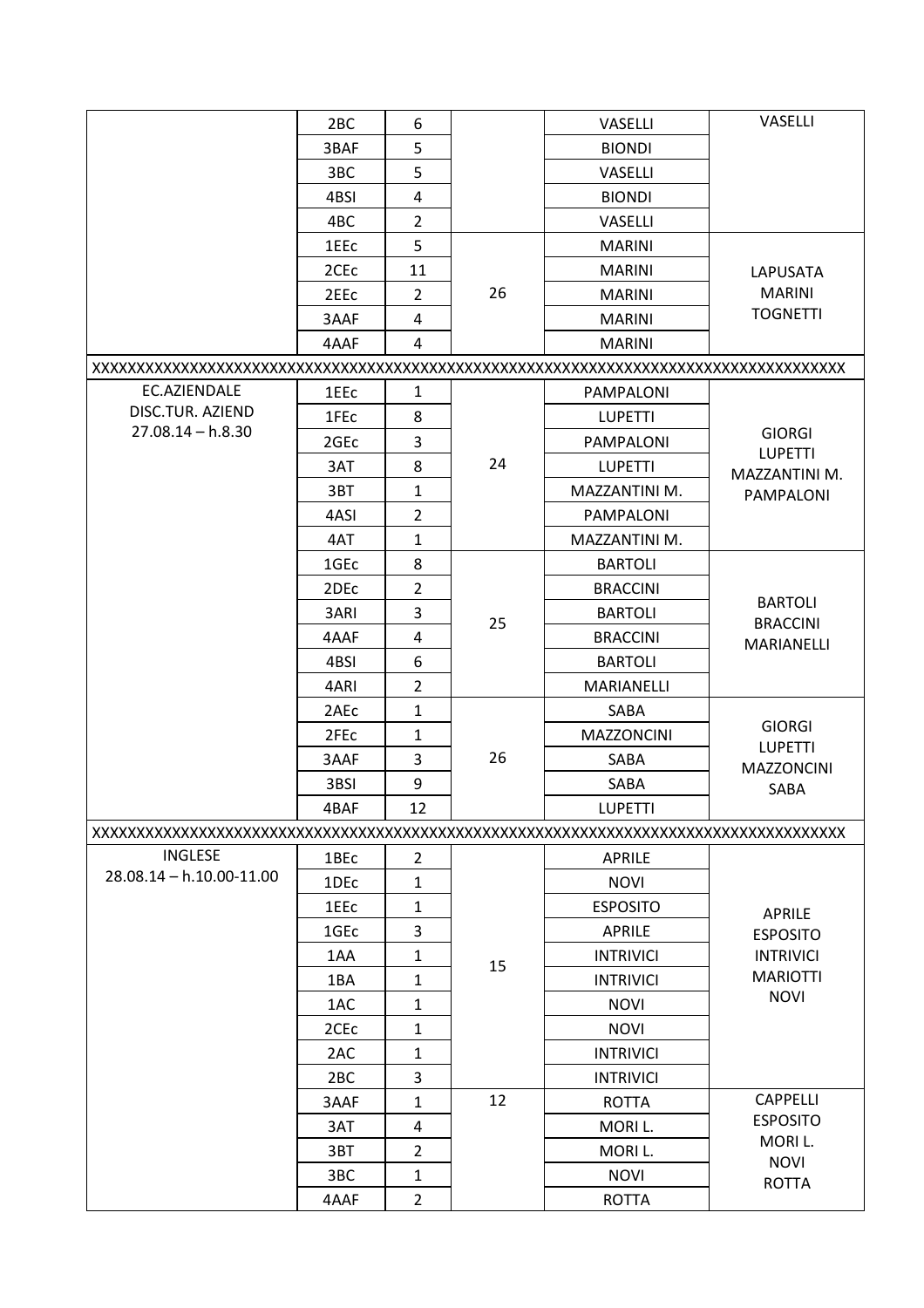| | | | | | |
|---|---|---|---|---|---|
| | 2BC | 6 | | VASELLI | VASELLI |
| | 3BAF | 5 | | BIONDI | |
| | 3BC | 5 | | VASELLI | |
| | 4BSI | 4 | | BIONDI | |
| | 4BC | 2 | | VASELLI | |
| | 1EEc | 5 | 26 | MARINI | LAPUSATA MARINI TOGNETTI |
| | 2CEc | 11 | | MARINI | |
| | 2EEc | 2 | | MARINI | |
| | 3AAF | 4 | | MARINI | |
| | 4AAF | 4 | | MARINI | |
| XXXXXXXXXXXXXXXXXXXXXXXXXXXXXXXXXXXXXXXXXXXXXXXXXXXXXXXXXXXXXXXXXXXXXXXXXXXXXXXX | | | | | |
| EC.AZIENDALE DISC.TUR. AZIEND 27.08.14 – h.8.30 | 1EEc | 1 | 24 | PAMPALONI | GIORGI LUPETTI MAZZANTINI M. PAMPALONI |
| | 1FEc | 8 | | LUPETTI | |
| | 2GEc | 3 | | PAMPALONI | |
| | 3AT | 8 | | LUPETTI | |
| | 3BT | 1 | | MAZZANTINI M. | |
| | 4ASI | 2 | | PAMPALONI | |
| | 4AT | 1 | | MAZZANTINI M. | |
| | 1GEc | 8 | 25 | BARTOLI | BARTOLI BRACCINI MARIANELLI |
| | 2DEc | 2 | | BRACCINI | |
| | 3ARI | 3 | | BARTOLI | |
| | 4AAF | 4 | | BRACCINI | |
| | 4BSI | 6 | | BARTOLI | |
| | 4ARI | 2 | | MARIANELLI | |
| | 2AEc | 1 | 26 | SABA | GIORGI LUPETTI MAZZONCINI SABA |
| | 2FEc | 1 | | MAZZONCINI | |
| | 3AAF | 3 | | SABA | |
| | 3BSI | 9 | | SABA | |
| | 4BAF | 12 | | LUPETTI | |
| XXXXXXXXXXXXXXXXXXXXXXXXXXXXXXXXXXXXXXXXXXXXXXXXXXXXXXXXXXXXXXXXXXXXXXXXXXXXXXXX | | | | | |
| INGLESE 28.08.14 – h.10.00-11.00 | 1BEc | 2 | 15 | APRILE | APRILE ESPOSITO INTRIVICI MARIOTTI NOVI |
| | 1DEc | 1 | | NOVI | |
| | 1EEc | 1 | | ESPOSITO | |
| | 1GEc | 3 | | APRILE | |
| | 1AA | 1 | | INTRIVICI | |
| | 1BA | 1 | | INTRIVICI | |
| | 1AC | 1 | | NOVI | |
| | 2CEc | 1 | | NOVI | |
| | 2AC | 1 | | INTRIVICI | |
| | 2BC | 3 | | INTRIVICI | |
| | 3AAF | 1 | 12 | ROTTA | CAPPELLI ESPOSITO MORI L. NOVI ROTTA |
| | 3AT | 4 | | MORI L. | |
| | 3BT | 2 | | MORI L. | |
| | 3BC | 1 | | NOVI | |
| | 4AAF | 2 | | ROTTA | |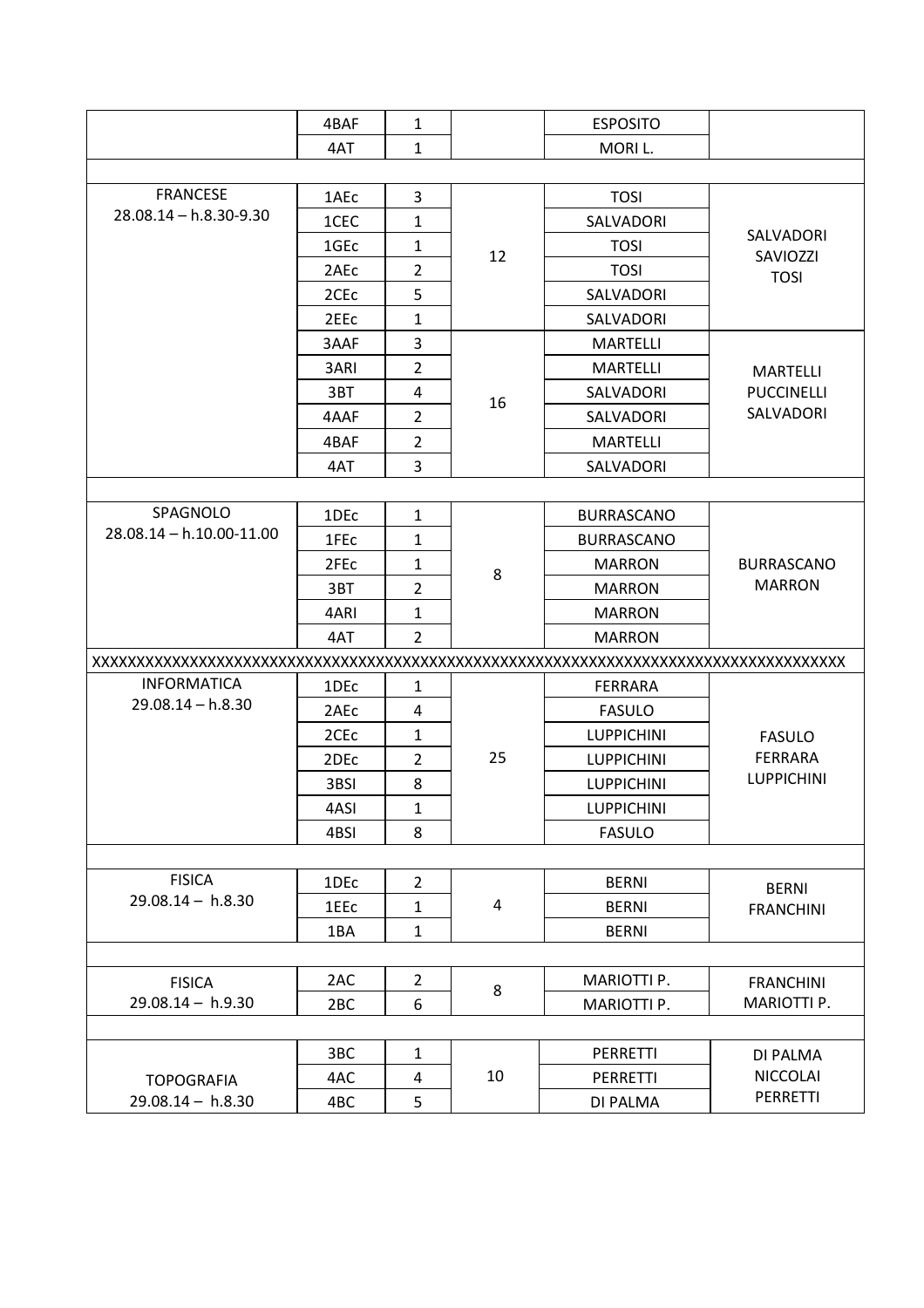| | | | | | |
|---|---|---|---|---|---|
| | 4BAF | 1 | | ESPOSITO | |
| | 4AT | 1 | | MORI L. | |
| | | | | | |
| FRANCESE 28.08.14 – h.8.30-9.30 | 1AEc | 3 | 12 | TOSI | SALVADORI SAVIOZZI TOSI |
| | 1CEC | 1 | | SALVADORI | |
| | 1GEc | 1 | | TOSI | |
| | 2AEc | 2 | | TOSI | |
| | 2CEc | 5 | | SALVADORI | |
| | 2EEc | 1 | | SALVADORI | |
| | 3AAF | 3 | 16 | MARTELLI | MARTELLI PUCCINELLI SALVADORI |
| | 3ARI | 2 | | MARTELLI | |
| | 3BT | 4 | | SALVADORI | |
| | 4AAF | 2 | | SALVADORI | |
| | 4BAF | 2 | | MARTELLI | |
| | 4AT | 3 | | SALVADORI | |
| | | | | | |
| SPAGNOLO 28.08.14 – h.10.00-11.00 | 1DEc | 1 | 8 | BURRASCANO | BURRASCANO MARRON |
| | 1FEc | 1 | | BURRASCANO | |
| | 2FEc | 1 | | MARRON | |
| | 3BT | 2 | | MARRON | |
| | 4ARI | 1 | | MARRON | |
| | 4AT | 2 | | MARRON | |
| XXXXXXXXXXXXXXXXXXXXXXXXXXXXXXXXXXXXXXXXXXXXXXXXXXXXXXXXXXXXXXXXXXXXXXXXXXXXXXXXXX | | | | | |
| INFORMATICA 29.08.14 – h.8.30 | 1DEc | 1 | 25 | FERRARA | FASULO FERRARA LUPPICHINI |
| | 2AEc | 4 | | FASULO | |
| | 2CEc | 1 | | LUPPICHINI | |
| | 2DEc | 2 | | LUPPICHINI | |
| | 3BSI | 8 | | LUPPICHINI | |
| | 4ASI | 1 | | LUPPICHINI | |
| | 4BSI | 8 | | FASULO | |
| | | | | | |
| FISICA 29.08.14 – h.8.30 | 1DEc | 2 | 4 | BERNI | BERNI FRANCHINI |
| | 1EEc | 1 | | BERNI | |
| | 1BA | 1 | | BERNI | |
| | | | | | |
| FISICA 29.08.14 – h.9.30 | 2AC | 2 | 8 | MARIOTTI P. | FRANCHINI MARIOTTI P. |
| | 2BC | 6 | | MARIOTTI P. | |
| | | | | | |
| TOPOGRAFIA 29.08.14 – h.8.30 | 3BC | 1 | 10 | PERRETTI | DI PALMA NICCOLAI PERRETTI |
| | 4AC | 4 | | PERRETTI | |
| | 4BC | 5 | | DI PALMA | |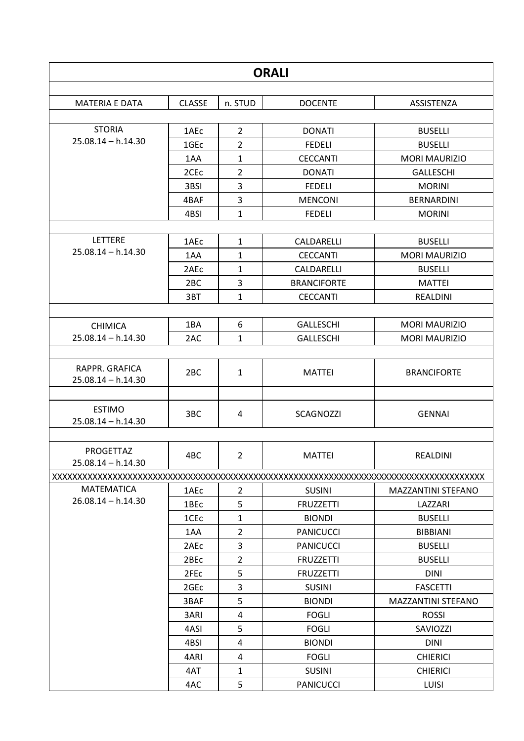| ORALI | | | | |
|---|---|---|---|---|
| MATERIA E DATA | CLASSE | n. STUD | DOCENTE | ASSISTENZA |
| STORIA 25.08.14 – h.14.30 | 1AEc | 2 | DONATI | BUSELLI |
| | 1GEc | 2 | FEDELI | BUSELLI |
| | 1AA | 1 | CECCANTI | MORI MAURIZIO |
| | 2CEc | 2 | DONATI | GALLESCHI |
| | 3BSI | 3 | FEDELI | MORINI |
| | 4BAF | 3 | MENCONI | BERNARDINI |
| | 4BSI | 1 | FEDELI | MORINI |
| LETTERE 25.08.14 – h.14.30 | 1AEc | 1 | CALDARELLI | BUSELLI |
| | 1AA | 1 | CECCANTI | MORI MAURIZIO |
| | 2AEc | 1 | CALDARELLI | BUSELLI |
| | 2BC | 3 | BRANCIFORTE | MATTEI |
| | 3BT | 1 | CECCANTI | REALDINI |
| CHIMICA 25.08.14 – h.14.30 | 1BA | 6 | GALLESCHI | MORI MAURIZIO |
| | 2AC | 1 | GALLESCHI | MORI MAURIZIO |
| RAPPR. GRAFICA 25.08.14 – h.14.30 | 2BC | 1 | MATTEI | BRANCIFORTE |
| ESTIMO 25.08.14 – h.14.30 | 3BC | 4 | SCAGNOZZI | GENNAI |
| PROGETTAZ 25.08.14 – h.14.30 | 4BC | 2 | MATTEI | REALDINI |
| XXXXXXXXXXXXXXXXXXXXXXXXXXXXXXXXXXXXXXXXXXXXXXXXXXXXXXXXXXXXXXXXXXXXXXXXXXXXXXXXXX | | | | |
| MATEMATICA 26.08.14 – h.14.30 | 1AEc | 2 | SUSINI | MAZZANTINI STEFANO |
| | 1BEc | 5 | FRUZZETTI | LAZZARI |
| | 1CEc | 1 | BIONDI | BUSELLI |
| | 1AA | 2 | PANICUCCI | BIBBIANI |
| | 2AEc | 3 | PANICUCCI | BUSELLI |
| | 2BEc | 2 | FRUZZETTI | BUSELLI |
| | 2FEc | 5 | FRUZZETTI | DINI |
| | 2GEc | 3 | SUSINI | FASCETTI |
| | 3BAF | 5 | BIONDI | MAZZANTINI STEFANO |
| | 3ARI | 4 | FOGLI | ROSSI |
| | 4ASI | 5 | FOGLI | SAVIOZZI |
| | 4BSI | 4 | BIONDI | DINI |
| | 4ARI | 4 | FOGLI | CHIERICI |
| | 4AT | 1 | SUSINI | CHIERICI |
| | 4AC | 5 | PANICUCCI | LUISI |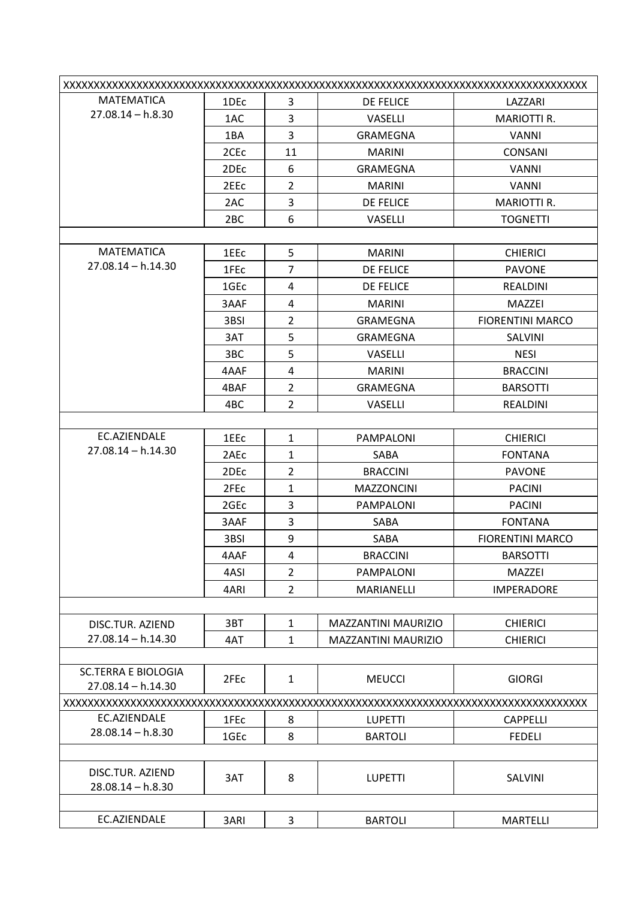| XXXXXXXXXXXXXXXXXXXXXXXXXXXXXXXXXXXXXXXXXXXXXXXXXXXXXXXXXXXXXXXXXXXXXXXXXXXXXXXXXXX | | | | |
|---|---|---|---|---|
| MATEMATICA 27.08.14 – h.8.30 | 1DEc | 3 | DE FELICE | LAZZARI |
| | 1AC | 3 | VASELLI | MARIOTTI R. |
| | 1BA | 3 | GRAMEGNA | VANNI |
| | 2CEc | 11 | MARINI | CONSANI |
| | 2DEc | 6 | GRAMEGNA | VANNI |
| | 2EEc | 2 | MARINI | VANNI |
| | 2AC | 3 | DE FELICE | MARIOTTI R. |
| | 2BC | 6 | VASELLI | TOGNETTI |
| | | | | |
| MATEMATICA 27.08.14 – h.14.30 | 1EEc | 5 | MARINI | CHIERICI |
| | 1FEc | 7 | DE FELICE | PAVONE |
| | 1GEc | 4 | DE FELICE | REALDINI |
| | 3AAF | 4 | MARINI | MAZZEI |
| | 3BSI | 2 | GRAMEGNA | FIORENTINI MARCO |
| | 3AT | 5 | GRAMEGNA | SALVINI |
| | 3BC | 5 | VASELLI | NESI |
| | 4AAF | 4 | MARINI | BRACCINI |
| | 4BAF | 2 | GRAMEGNA | BARSOTTI |
| | 4BC | 2 | VASELLI | REALDINI |
| | | | | |
| EC.AZIENDALE 27.08.14 – h.14.30 | 1EEc | 1 | PAMPALONI | CHIERICI |
| | 2AEc | 1 | SABA | FONTANA |
| | 2DEc | 2 | BRACCINI | PAVONE |
| | 2FEc | 1 | MAZZONCINI | PACINI |
| | 2GEc | 3 | PAMPALONI | PACINI |
| | 3AAF | 3 | SABA | FONTANA |
| | 3BSI | 9 | SABA | FIORENTINI MARCO |
| | 4AAF | 4 | BRACCINI | BARSOTTI |
| | 4ASI | 2 | PAMPALONI | MAZZEI |
| | 4ARI | 2 | MARIANELLI | IMPERADORE |
| | | | | |
| DISC.TUR. AZIEND 27.08.14 – h.14.30 | 3BT | 1 | MAZZANTINI MAURIZIO | CHIERICI |
| | 4AT | 1 | MAZZANTINI MAURIZIO | CHIERICI |
| | | | | |
| SC.TERRA E BIOLOGIA 27.08.14 – h.14.30 | 2FEc | 1 | MEUCCI | GIORGI |
| XXXXXXXXXXXXXXXXXXXXXXXXXXXXXXXXXXXXXXXXXXXXXXXXXXXXXXXXXXXXXXXXXXXXXXXXXXXXXXXXXXX | | | | |
| EC.AZIENDALE 28.08.14 – h.8.30 | 1FEc | 8 | LUPETTI | CAPPELLI |
| | 1GEc | 8 | BARTOLI | FEDELI |
| | | | | |
| DISC.TUR. AZIEND 28.08.14 – h.8.30 | 3AT | 8 | LUPETTI | SALVINI |
| | | | | |
| EC.AZIENDALE | 3ARI | 3 | BARTOLI | MARTELLI |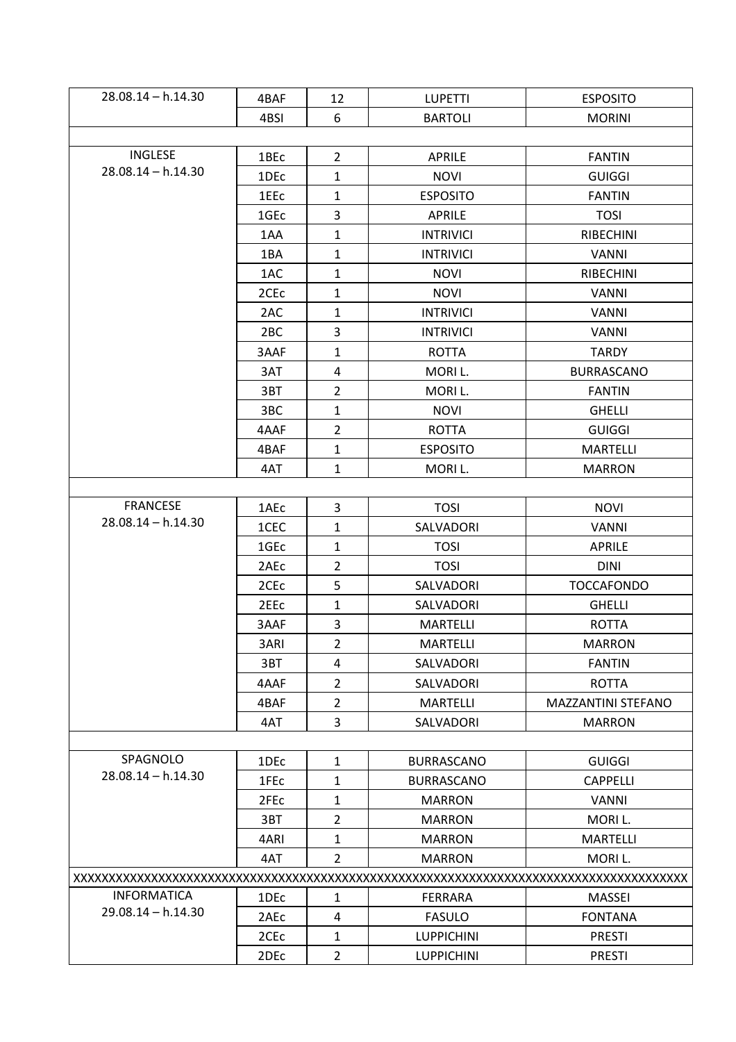| | | | | |
|---|---|---|---|---|
| 28.08.14 – h.14.30 | 4BAF | 12 | LUPETTI | ESPOSITO |
| | 4BSI | 6 | BARTOLI | MORINI |
| | | | | |
| INGLESE<br>28.08.14 – h.14.30 | 1BEc | 2 | APRILE | FANTIN |
| | 1DEc | 1 | NOVI | GUIGGI |
| | 1EEc | 1 | ESPOSITO | FANTIN |
| | 1GEc | 3 | APRILE | TOSI |
| | 1AA | 1 | INTRIVICI | RIBECHINI |
| | 1BA | 1 | INTRIVICI | VANNI |
| | 1AC | 1 | NOVI | RIBECHINI |
| | 2CEc | 1 | NOVI | VANNI |
| | 2AC | 1 | INTRIVICI | VANNI |
| | 2BC | 3 | INTRIVICI | VANNI |
| | 3AAF | 1 | ROTTA | TARDY |
| | 3AT | 4 | MORI L. | BURRASCANO |
| | 3BT | 2 | MORI L. | FANTIN |
| | 3BC | 1 | NOVI | GHELLI |
| | 4AAF | 2 | ROTTA | GUIGGI |
| | 4BAF | 1 | ESPOSITO | MARTELLI |
| | 4AT | 1 | MORI L. | MARRON |
| | | | | |
| FRANCESE<br>28.08.14 – h.14.30 | 1AEc | 3 | TOSI | NOVI |
| | 1CEC | 1 | SALVADORI | VANNI |
| | 1GEc | 1 | TOSI | APRILE |
| | 2AEc | 2 | TOSI | DINI |
| | 2CEc | 5 | SALVADORI | TOCCAFONDO |
| | 2EEc | 1 | SALVADORI | GHELLI |
| | 3AAF | 3 | MARTELLI | ROTTA |
| | 3ARI | 2 | MARTELLI | MARRON |
| | 3BT | 4 | SALVADORI | FANTIN |
| | 4AAF | 2 | SALVADORI | ROTTA |
| | 4BAF | 2 | MARTELLI | MAZZANTINI STEFANO |
| | 4AT | 3 | SALVADORI | MARRON |
| | | | | |
| SPAGNOLO<br>28.08.14 – h.14.30 | 1DEc | 1 | BURRASCANO | GUIGGI |
| | 1FEc | 1 | BURRASCANO | CAPPELLI |
| | 2FEc | 1 | MARRON | VANNI |
| | 3BT | 2 | MARRON | MORI L. |
| | 4ARI | 1 | MARRON | MARTELLI |
| | 4AT | 2 | MARRON | MORI L. |
| XXXXXXXXXXXXXXXXXXXXXXXXXXXXXXXXXXXXXXXXXXXXXXXXXXXXXXXXXXXXXXXXXXXXXXXXXXXXXXXXXXXXXXXX | | | | |
| INFORMATICA<br>29.08.14 – h.14.30 | 1DEc | 1 | FERRARA | MASSEI |
| | 2AEc | 4 | FASULO | FONTANA |
| | 2CEc | 1 | LUPPICHINI | PRESTI |
| | 2DEc | 2 | LUPPICHINI | PRESTI |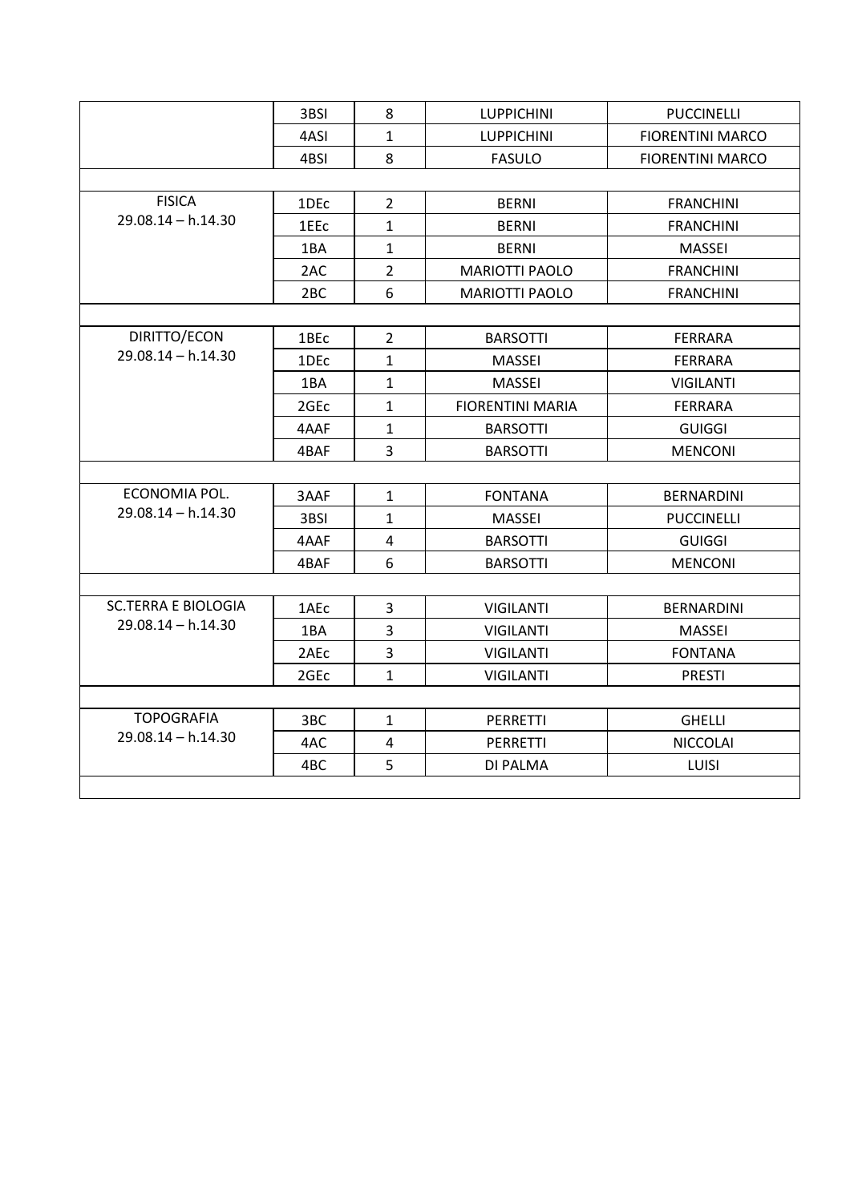| | | | | |
|---|---|---|---|---|
| | 3BSI | 8 | LUPPICHINI | PUCCINELLI |
| | 4ASI | 1 | LUPPICHINI | FIORENTINI MARCO |
| | 4BSI | 8 | FASULO | FIORENTINI MARCO |
| | | | | |
| FISICA 29.08.14 – h.14.30 | 1DEc | 2 | BERNI | FRANCHINI |
| | 1EEc | 1 | BERNI | FRANCHINI |
| | 1BA | 1 | BERNI | MASSEI |
| | 2AC | 2 | MARIOTTI PAOLO | FRANCHINI |
| | 2BC | 6 | MARIOTTI PAOLO | FRANCHINI |
| | | | | |
| DIRITTO/ECON 29.08.14 – h.14.30 | 1BEc | 2 | BARSOTTI | FERRARA |
| | 1DEc | 1 | MASSEI | FERRARA |
| | 1BA | 1 | MASSEI | VIGILANTI |
| | 2GEc | 1 | FIORENTINI MARIA | FERRARA |
| | 4AAF | 1 | BARSOTTI | GUIGGI |
| | 4BAF | 3 | BARSOTTI | MENCONI |
| | | | | |
| ECONOMIA POL. 29.08.14 – h.14.30 | 3AAF | 1 | FONTANA | BERNARDINI |
| | 3BSI | 1 | MASSEI | PUCCINELLI |
| | 4AAF | 4 | BARSOTTI | GUIGGI |
| | 4BAF | 6 | BARSOTTI | MENCONI |
| | | | | |
| SC.TERRA E BIOLOGIA 29.08.14 – h.14.30 | 1AEc | 3 | VIGILANTI | BERNARDINI |
| | 1BA | 3 | VIGILANTI | MASSEI |
| | 2AEc | 3 | VIGILANTI | FONTANA |
| | 2GEc | 1 | VIGILANTI | PRESTI |
| | | | | |
| TOPOGRAFIA 29.08.14 – h.14.30 | 3BC | 1 | PERRETTI | GHELLI |
| | 4AC | 4 | PERRETTI | NICCOLAI |
| | 4BC | 5 | DI PALMA | LUISI |